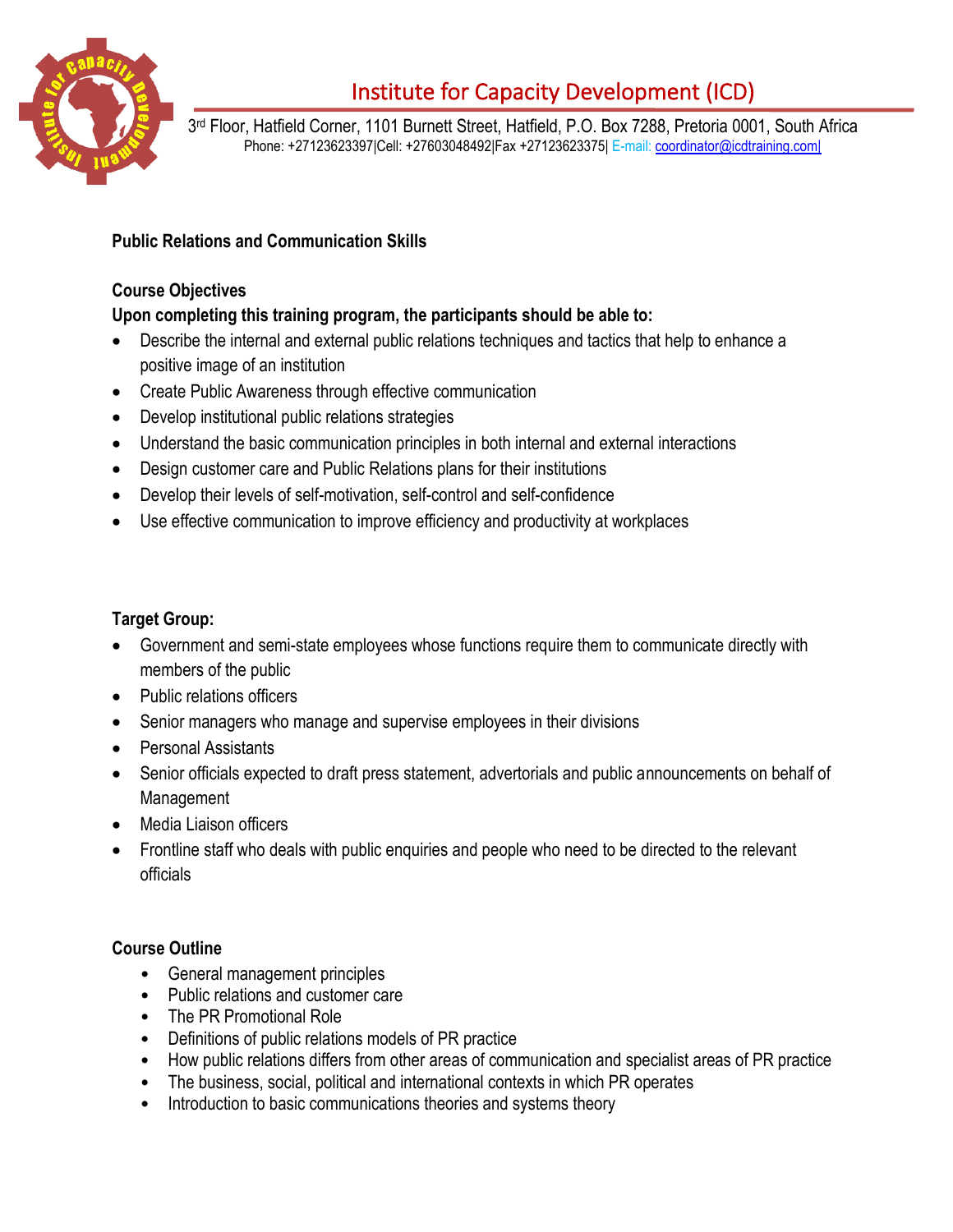# Institute for Capacity Development (ICD)

3rd Floor, Hatfield Corner, 1101 Burnett Street, Hatfield, P.O. Box 7288, Pretoria 0001, South Africa
Phone: +27123623397|Cell: +27603048492|Fax +27123623375| E-mail: coordinator@icdtraining.com|

**Public Relations and Communication Skills**

**Course Objectives**

**Upon completing this training program, the participants should be able to:**

- Describe the internal and external public relations techniques and tactics that help to enhance a positive image of an institution
- Create Public Awareness through effective communication
- Develop institutional public relations strategies
- Understand the basic communication principles in both internal and external interactions
- Design customer care and Public Relations plans for their institutions
- Develop their levels of self-motivation, self-control and self-confidence
- Use effective communication to improve efficiency and productivity at workplaces

**Target Group:**

- Government and semi-state employees whose functions require them to communicate directly with members of the public
- Public relations officers
- Senior managers who manage and supervise employees in their divisions
- Personal Assistants
- Senior officials expected to draft press statement, advertorials and public announcements on behalf of Management
- Media Liaison officers
- Frontline staff who deals with public enquiries and people who need to be directed to the relevant officials

**Course Outline**

- General management principles
- Public relations and customer care
- The PR Promotional Role
- Definitions of public relations models of PR practice
- How public relations differs from other areas of communication and specialist areas of PR practice
- The business, social, political and international contexts in which PR operates
- Introduction to basic communications theories and systems theory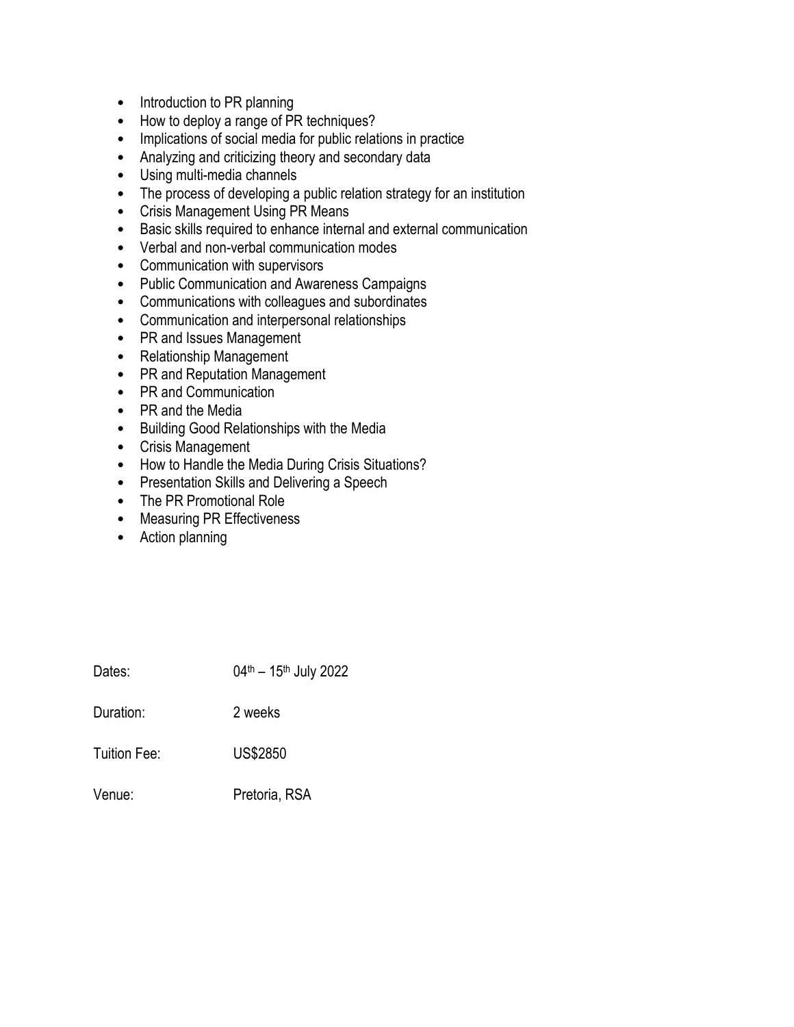- Introduction to PR planning
- How to deploy a range of PR techniques?
- Implications of social media for public relations in practice
- Analyzing and criticizing theory and secondary data
- Using multi-media channels
- The process of developing a public relation strategy for an institution
- Crisis Management Using PR Means
- Basic skills required to enhance internal and external communication
- Verbal and non-verbal communication modes
- Communication with supervisors
- Public Communication and Awareness Campaigns
- Communications with colleagues and subordinates
- Communication and interpersonal relationships
- PR and Issues Management
- Relationship Management
- PR and Reputation Management
- PR and Communication
- PR and the Media
- Building Good Relationships with the Media
- Crisis Management
- How to Handle the Media During Crisis Situations?
- Presentation Skills and Delivering a Speech
- The PR Promotional Role
- Measuring PR Effectiveness
- Action planning

| | |
|---|---|
| Dates: | 04th – 15th July 2022 |
| Duration: | 2 weeks |
| Tuition Fee: | US$2850 |
| Venue: | Pretoria, RSA |